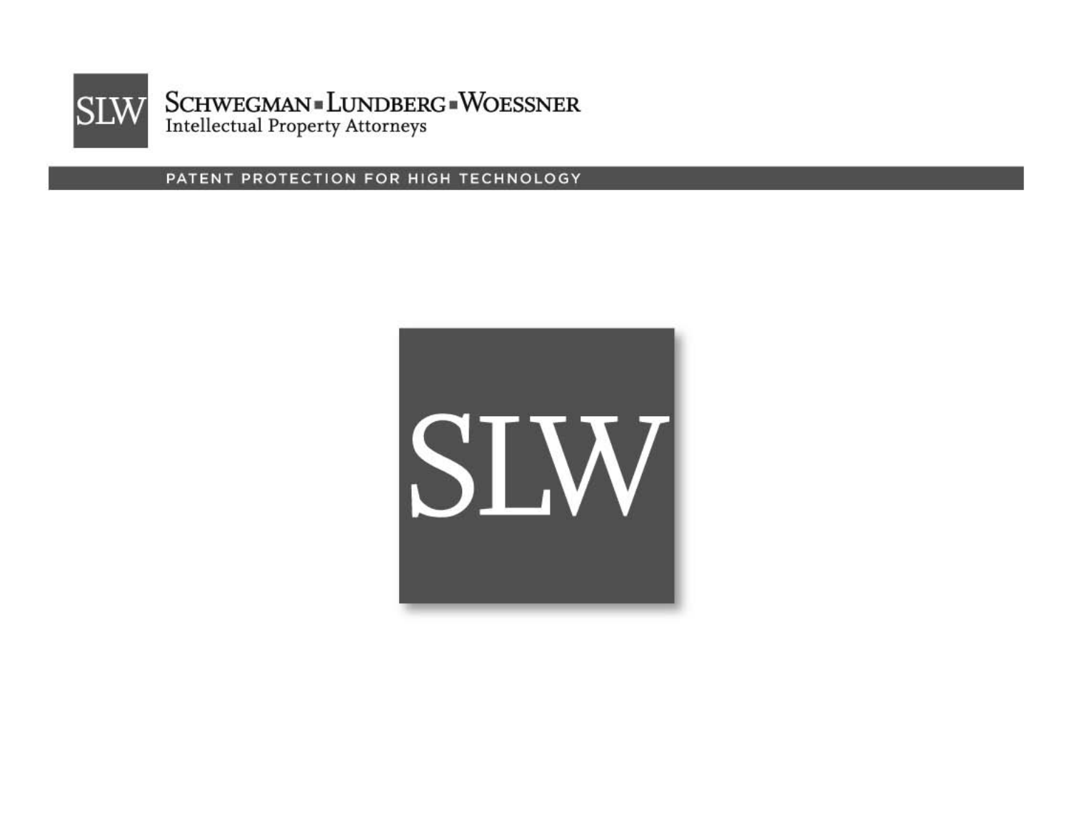SLW

SCHWEGMAN ▪ LUNDBERG ▪ WOESSNER
Intellectual Property Attorneys

PATENT PROTECTION FOR HIGH TECHNOLOGY

SLW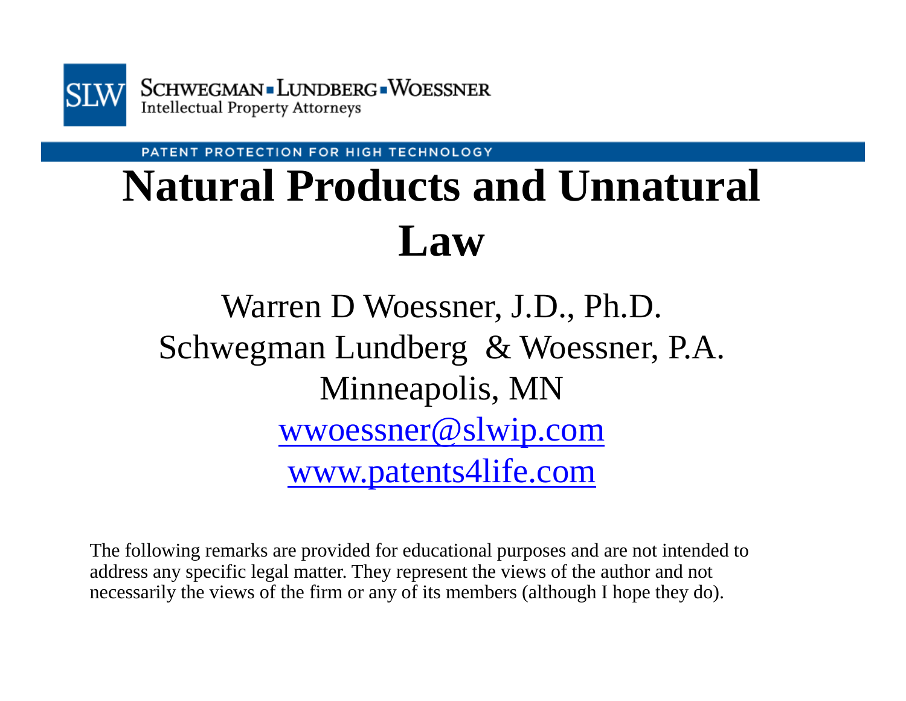SLW SCHWEGMAN ▪ LUNDBERG ▪ WOESSNER
Intellectual Property Attorneys

PATENT PROTECTION FOR HIGH TECHNOLOGY

# Natural Products and Unnatural Law

Warren D Woessner, J.D., Ph.D.
Schwegman Lundberg & Woessner, P.A.
Minneapolis, MN
wwoessner@slwip.com
www.patents4life.com

The following remarks are provided for educational purposes and are not intended to address any specific legal matter. They represent the views of the author and not necessarily the views of the firm or any of its members (although I hope they do).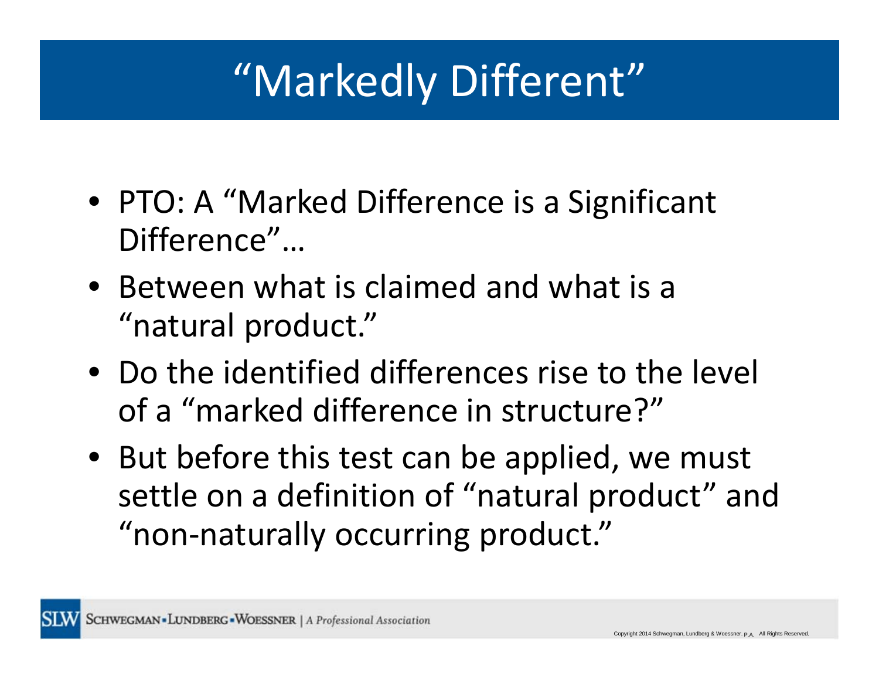# “Markedly Different”

- PTO: A “Marked Difference is a Significant Difference”…
- Between what is claimed and what is a “natural product.”
- Do the identified differences rise to the level of a “marked difference in structure?”
- But before this test can be applied, we must settle on a definition of “natural product” and “non-naturally occurring product.”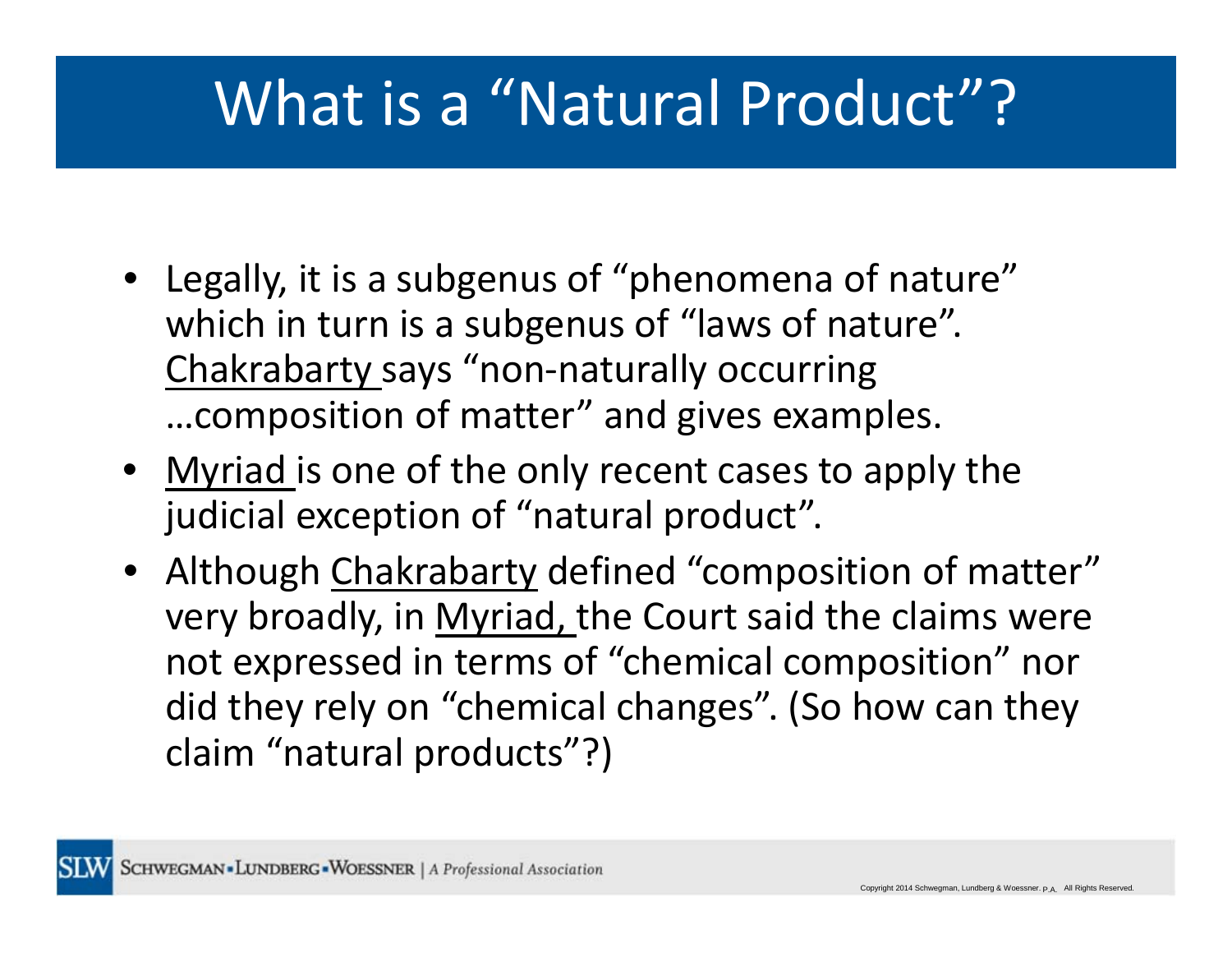# What is a "Natural Product"?

- Legally, it is a subgenus of "phenomena of nature" which in turn is a subgenus of "laws of nature". Chakrabarty says "non-naturally occurring …composition of matter" and gives examples.
- Myriad is one of the only recent cases to apply the judicial exception of "natural product".
- Although Chakrabarty defined "composition of matter" very broadly, in Myriad, the Court said the claims were not expressed in terms of "chemical composition" nor did they rely on "chemical changes". (So how can they claim "natural products"?)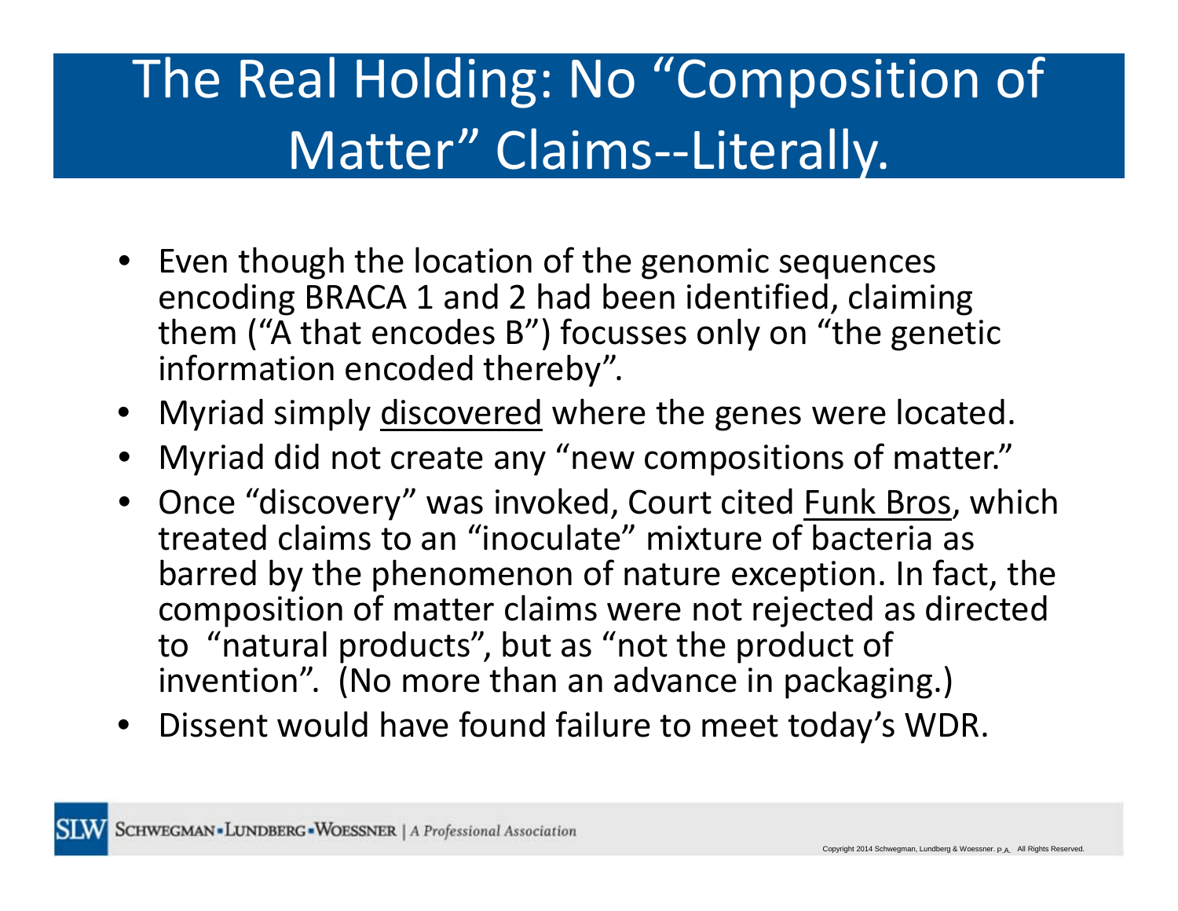# The Real Holding: No "Composition of Matter" Claims--Literally.

- Even though the location of the genomic sequences encoding BRACA 1 and 2 had been identified, claiming them ("A that encodes B") focusses only on "the genetic information encoded thereby".
- Myriad simply <u>discovered</u> where the genes were located.
- Myriad did not create any "new compositions of matter."
- Once "discovery" was invoked, Court cited <u>Funk Bros</u>, which treated claims to an "inoculate" mixture of bacteria as barred by the phenomenon of nature exception. In fact, the composition of matter claims were not rejected as directed to "natural products", but as "not the product of invention". (No more than an advance in packaging.)
- Dissent would have found failure to meet today's WDR.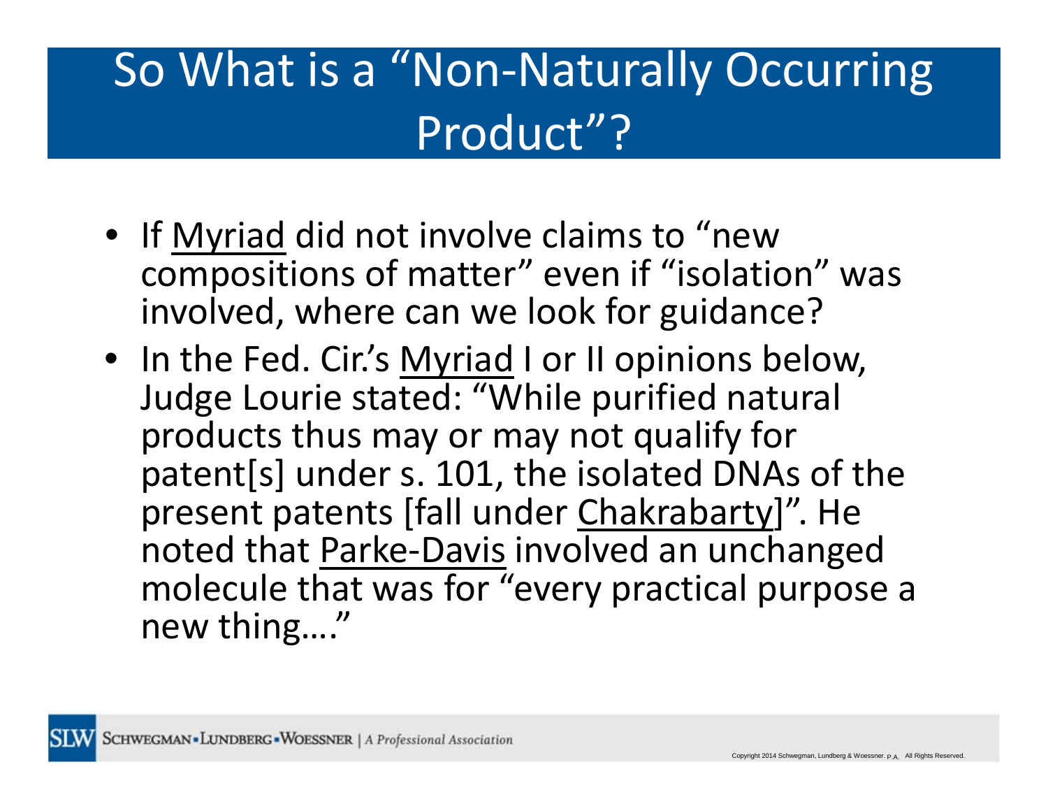# So What is a "Non-Naturally Occurring Product"?

- If Myriad did not involve claims to "new compositions of matter" even if "isolation" was involved, where can we look for guidance?
- In the Fed. Cir.'s Myriad I or II opinions below, Judge Lourie stated: "While purified natural products thus may or may not qualify for patent[s] under s. 101, the isolated DNAs of the present patents [fall under Chakrabarty]". He noted that Parke-Davis involved an unchanged molecule that was for "every practical purpose a new thing…."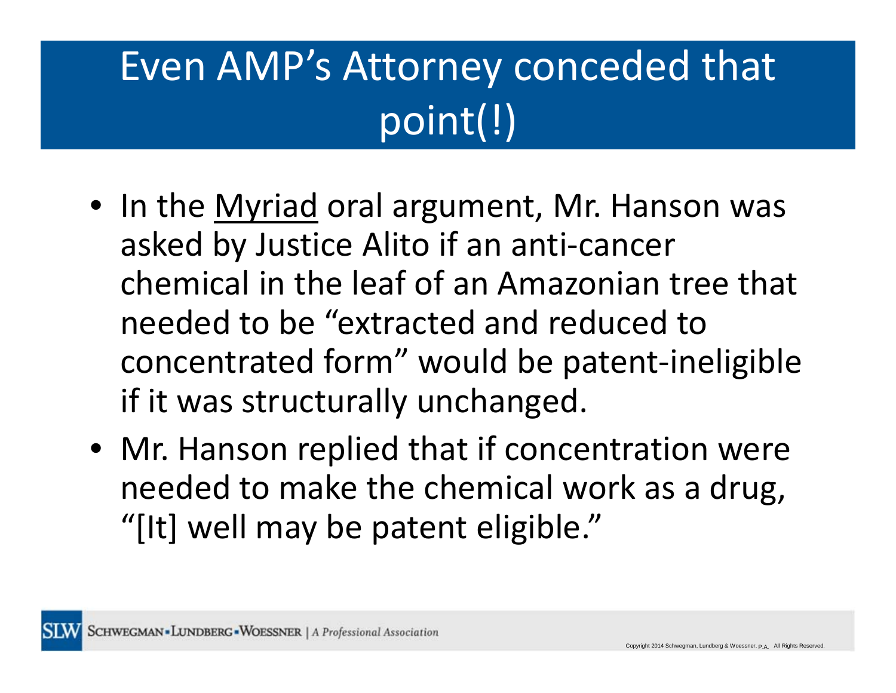# Even AMP's Attorney conceded that point(!)

- In the <u>Myriad</u> oral argument, Mr. Hanson was asked by Justice Alito if an anti-cancer chemical in the leaf of an Amazonian tree that needed to be "extracted and reduced to concentrated form" would be patent-ineligible if it was structurally unchanged.
- Mr. Hanson replied that if concentration were needed to make the chemical work as a drug, "[It] well may be patent eligible."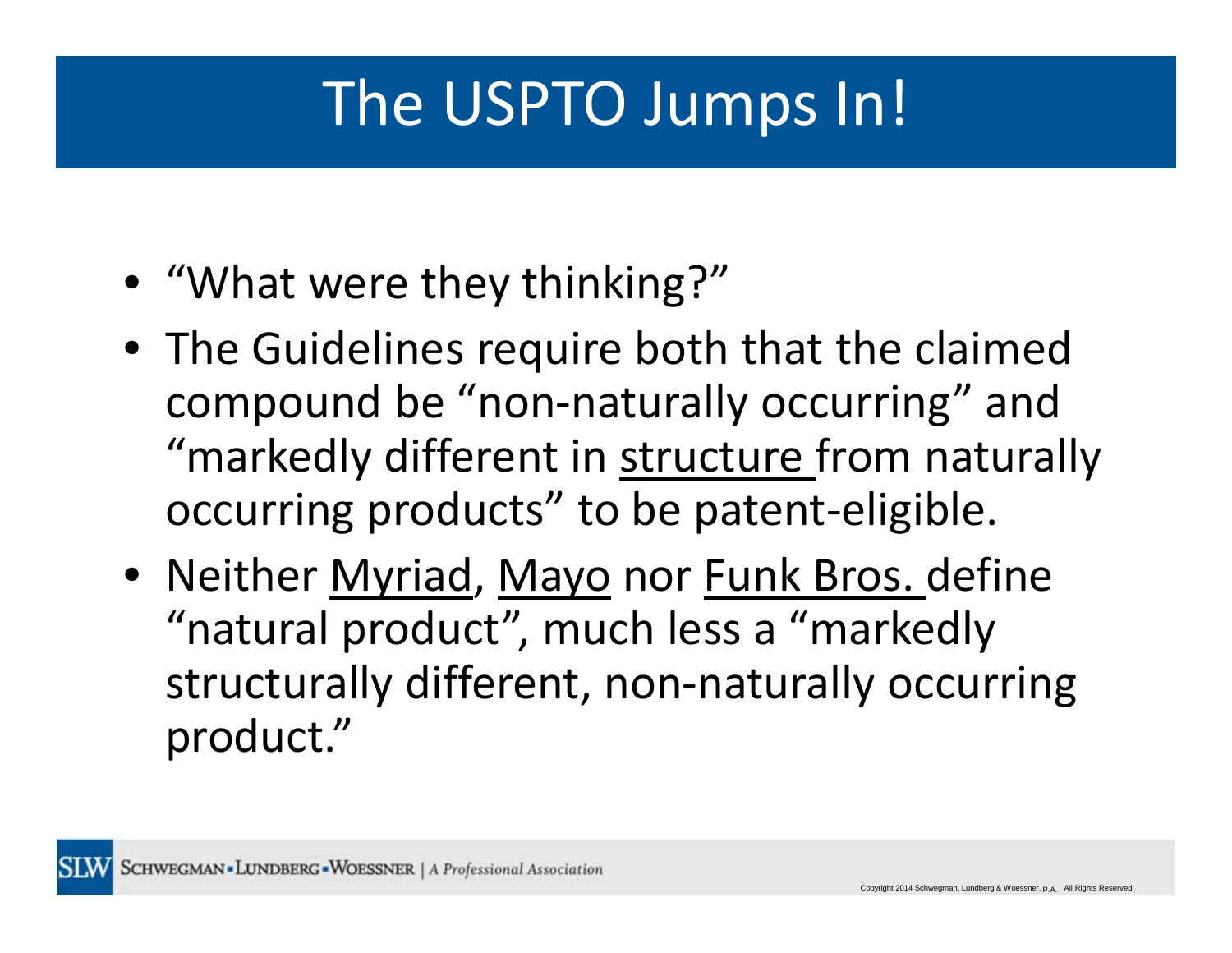# The USPTO Jumps In!

- "What were they thinking?"
- The Guidelines require both that the claimed compound be "non-naturally occurring" and "markedly different in <u>structure</u> from naturally occurring products" to be patent-eligible.
- Neither <u>Myriad</u>, <u>Mayo</u> nor <u>Funk Bros.</u> define "natural product", much less a "markedly structurally different, non-naturally occurring product."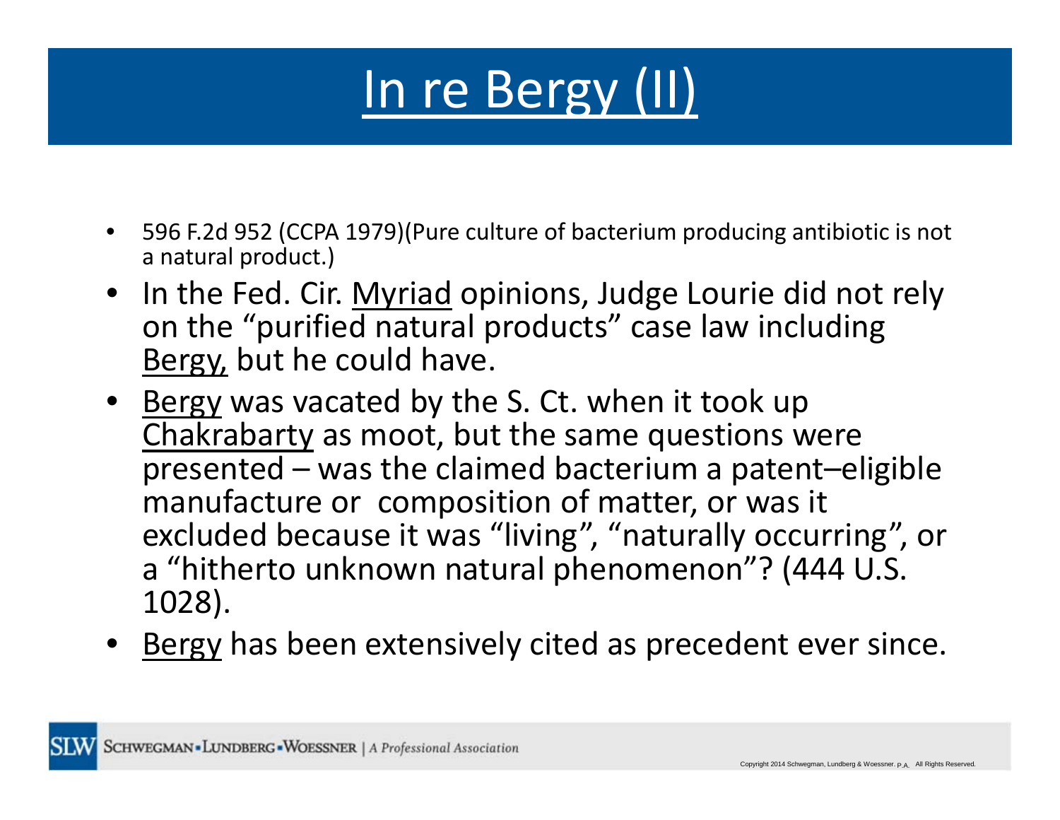# In re Bergy (II)

- 596 F.2d 952 (CCPA 1979)(Pure culture of bacterium producing antibiotic is not a natural product.)
- In the Fed. Cir. Myriad opinions, Judge Lourie did not rely on the "purified natural products" case law including Bergy, but he could have.
- Bergy was vacated by the S. Ct. when it took up Chakrabarty as moot, but the same questions were presented – was the claimed bacterium a patent–eligible manufacture or composition of matter, or was it excluded because it was "living", "naturally occurring", or a "hitherto unknown natural phenomenon"? (444 U.S. 1028).
- Bergy has been extensively cited as precedent ever since.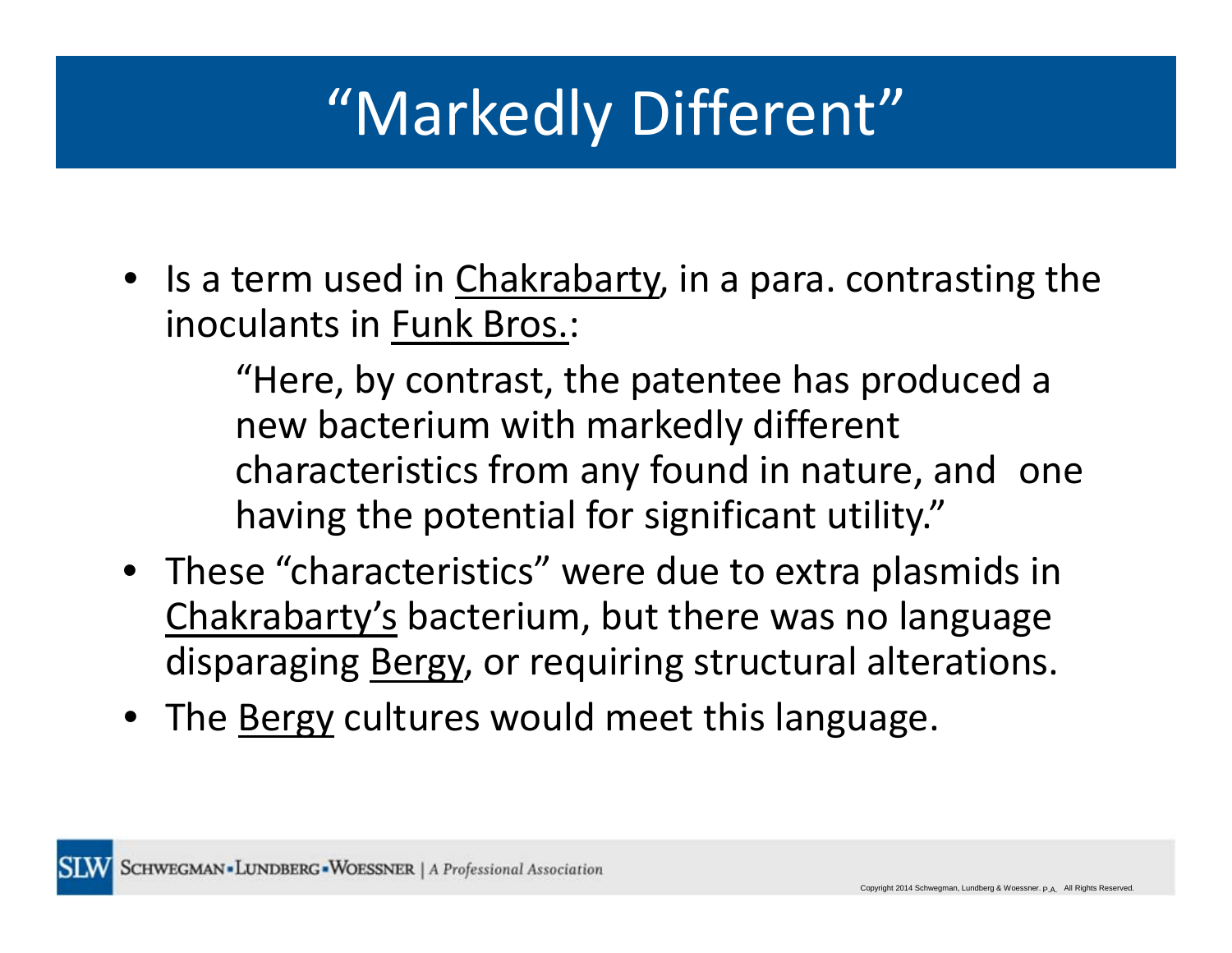# "Markedly Different"

- Is a term used in Chakrabarty, in a para. contrasting the inoculants in Funk Bros.:

  > "Here, by contrast, the patentee has produced a new bacterium with markedly different characteristics from any found in nature, and one having the potential for significant utility."

- These "characteristics" were due to extra plasmids in Chakrabarty's bacterium, but there was no language disparaging Bergy, or requiring structural alterations.
- The Bergy cultures would meet this language.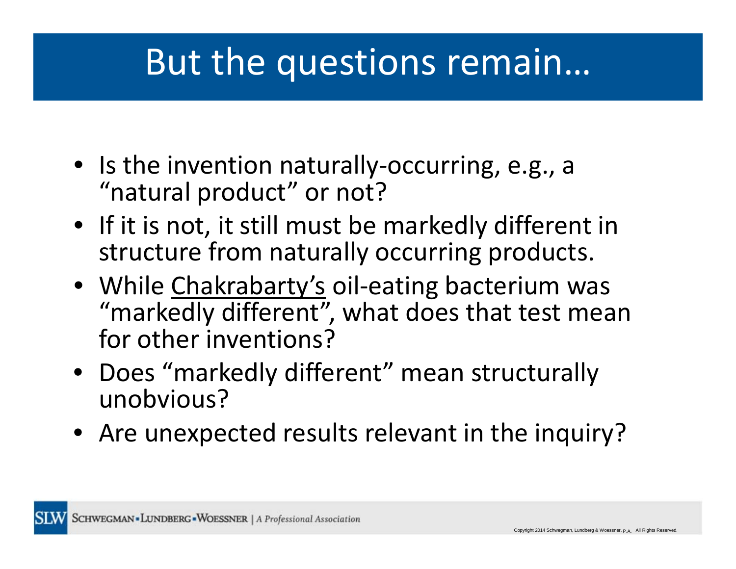# But the questions remain…

- Is the invention naturally-occurring, e.g., a "natural product" or not?
- If it is not, it still must be markedly different in structure from naturally occurring products.
- While Chakrabarty's oil-eating bacterium was "markedly different", what does that test mean for other inventions?
- Does "markedly different" mean structurally unobvious?
- Are unexpected results relevant in the inquiry?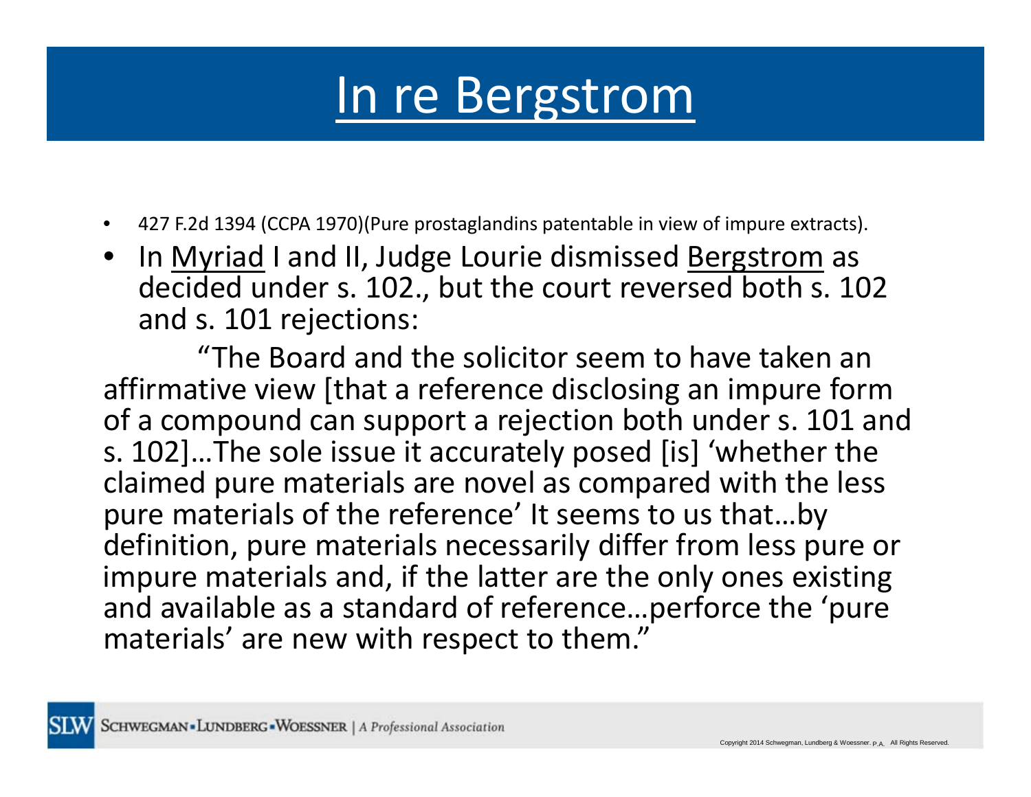# In re Bergstrom

- 427 F.2d 1394 (CCPA 1970)(Pure prostaglandins patentable in view of impure extracts).
- In Myriad I and II, Judge Lourie dismissed Bergstrom as decided under s. 102., but the court reversed both s. 102 and s. 101 rejections:

"The Board and the solicitor seem to have taken an affirmative view [that a reference disclosing an impure form of a compound can support a rejection both under s. 101 and s. 102]…The sole issue it accurately posed [is] 'whether the claimed pure materials are novel as compared with the less pure materials of the reference' It seems to us that…by definition, pure materials necessarily differ from less pure or impure materials and, if the latter are the only ones existing and available as a standard of reference…perforce the 'pure materials' are new with respect to them."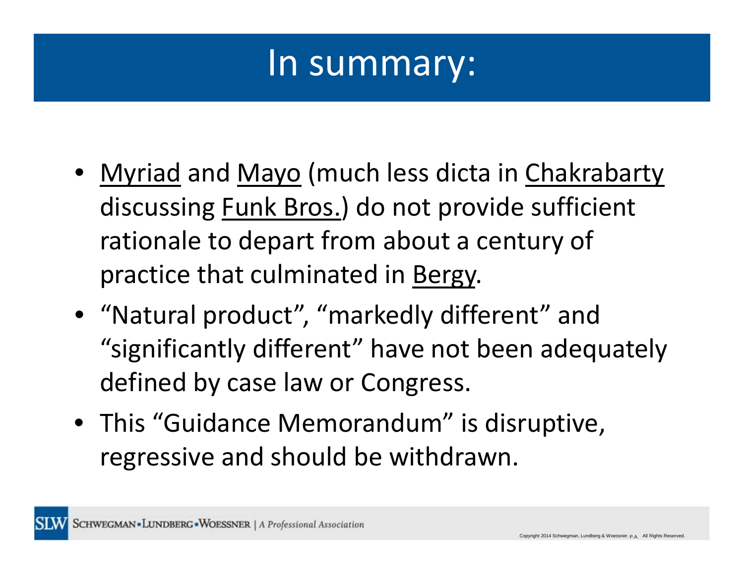# In summary:

- Myriad and Mayo (much less dicta in Chakrabarty discussing Funk Bros.) do not provide sufficient rationale to depart from about a century of practice that culminated in Bergy.
- "Natural product", "markedly different" and "significantly different" have not been adequately defined by case law or Congress.
- This "Guidance Memorandum" is disruptive, regressive and should be withdrawn.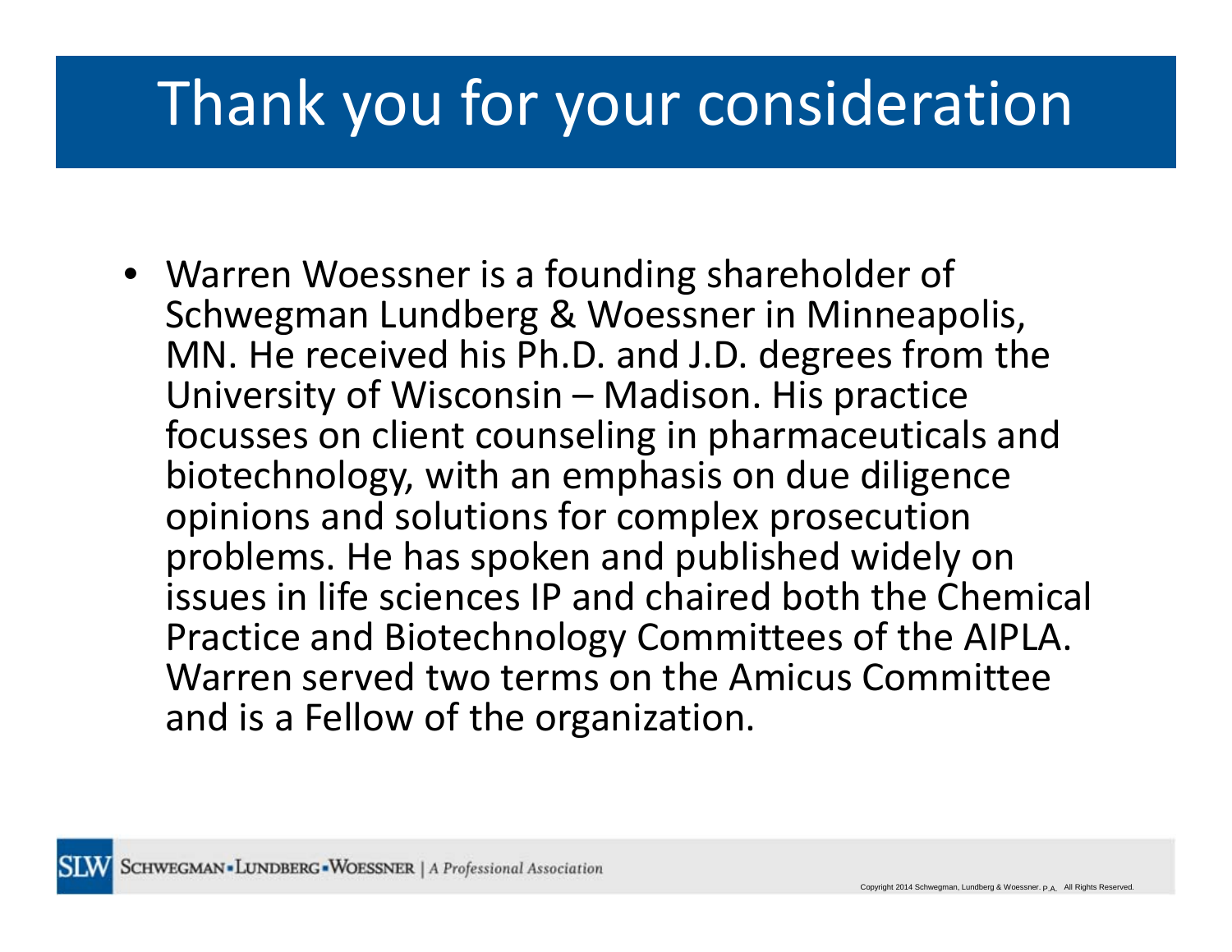# Thank you for your consideration

- Warren Woessner is a founding shareholder of Schwegman Lundberg & Woessner in Minneapolis, MN. He received his Ph.D. and J.D. degrees from the University of Wisconsin – Madison. His practice focusses on client counseling in pharmaceuticals and biotechnology, with an emphasis on due diligence opinions and solutions for complex prosecution problems. He has spoken and published widely on issues in life sciences IP and chaired both the Chemical Practice and Biotechnology Committees of the AIPLA. Warren served two terms on the Amicus Committee and is a Fellow of the organization.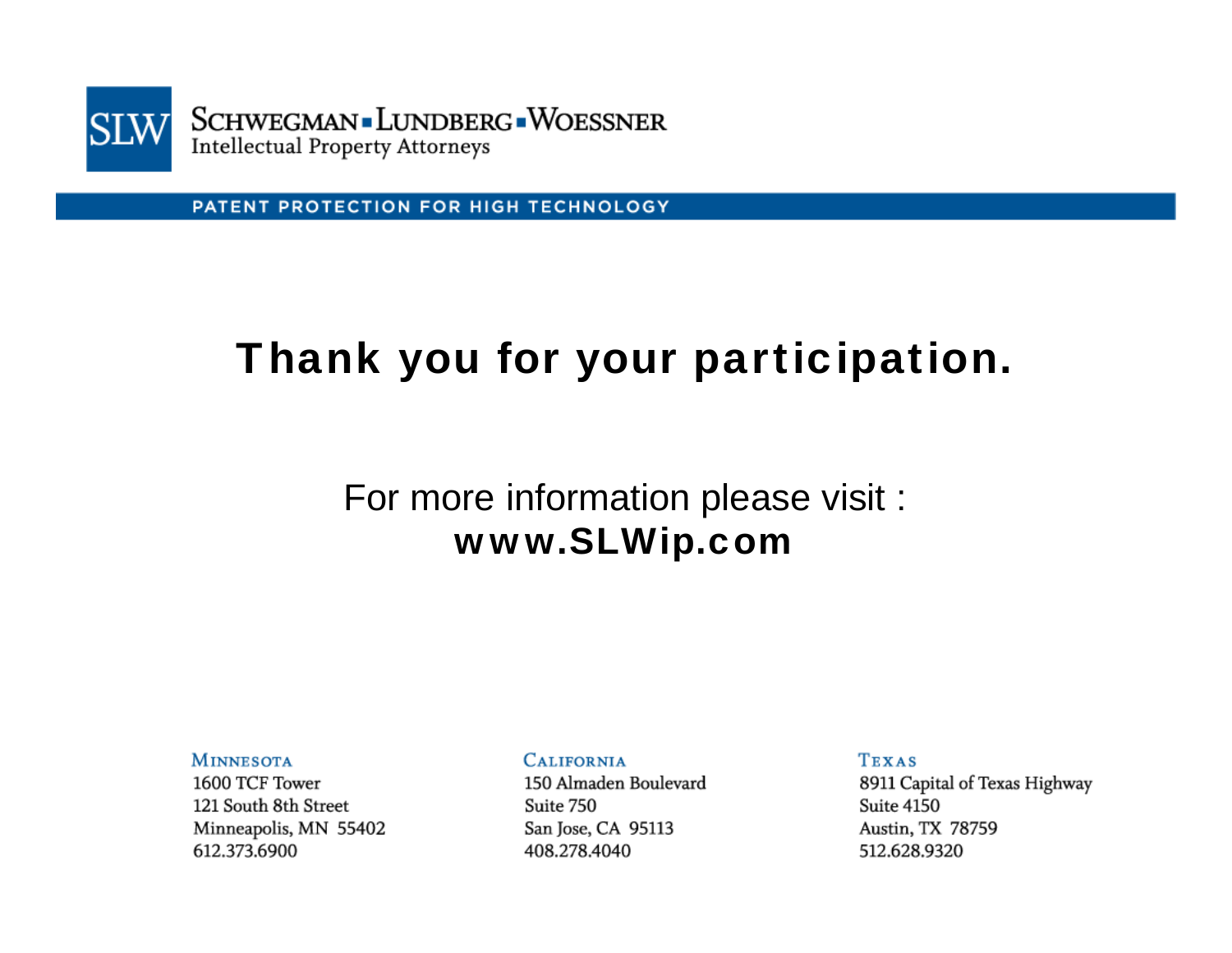SLW

SCHWEGMAN ▪ LUNDBERG ▪ WOESSNER
Intellectual Property Attorneys

PATENT PROTECTION FOR HIGH TECHNOLOGY

# Thank you for your participation.

For more information please visit :
**www.SLWip.com**

**MINNESOTA**
1600 TCF Tower
121 South 8th Street
Minneapolis, MN 55402
612.373.6900

**CALIFORNIA**
150 Almaden Boulevard
Suite 750
San Jose, CA 95113
408.278.4040

**TEXAS**
8911 Capital of Texas Highway
Suite 4150
Austin, TX 78759
512.628.9320